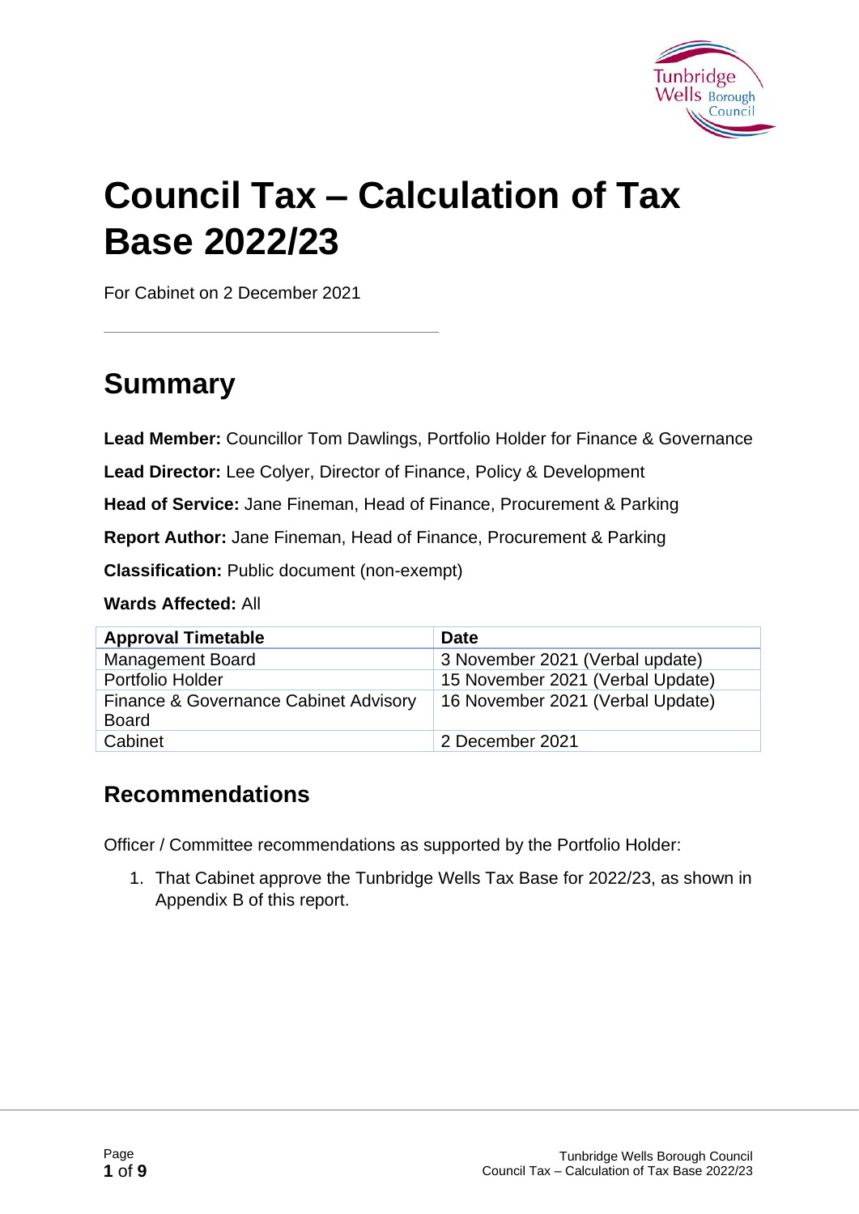# Council Tax – Calculation of Tax Base 2022/23

For Cabinet on 2 December 2021

## Summary

**Lead Member:** Councillor Tom Dawlings, Portfolio Holder for Finance & Governance

**Lead Director:** Lee Colyer, Director of Finance, Policy & Development

**Head of Service:** Jane Fineman, Head of Finance, Procurement & Parking

**Report Author:** Jane Fineman, Head of Finance, Procurement & Parking

**Classification:** Public document (non-exempt)

**Wards Affected:** All

| Approval Timetable | Date |
|---|---|
| Management Board | 3 November 2021 (Verbal update) |
| Portfolio Holder | 15 November 2021 (Verbal Update) |
| Finance & Governance Cabinet Advisory Board | 16 November 2021 (Verbal Update) |
| Cabinet | 2 December 2021 |

### Recommendations

Officer / Committee recommendations as supported by the Portfolio Holder:

1. That Cabinet approve the Tunbridge Wells Tax Base for 2022/23, as shown in Appendix B of this report.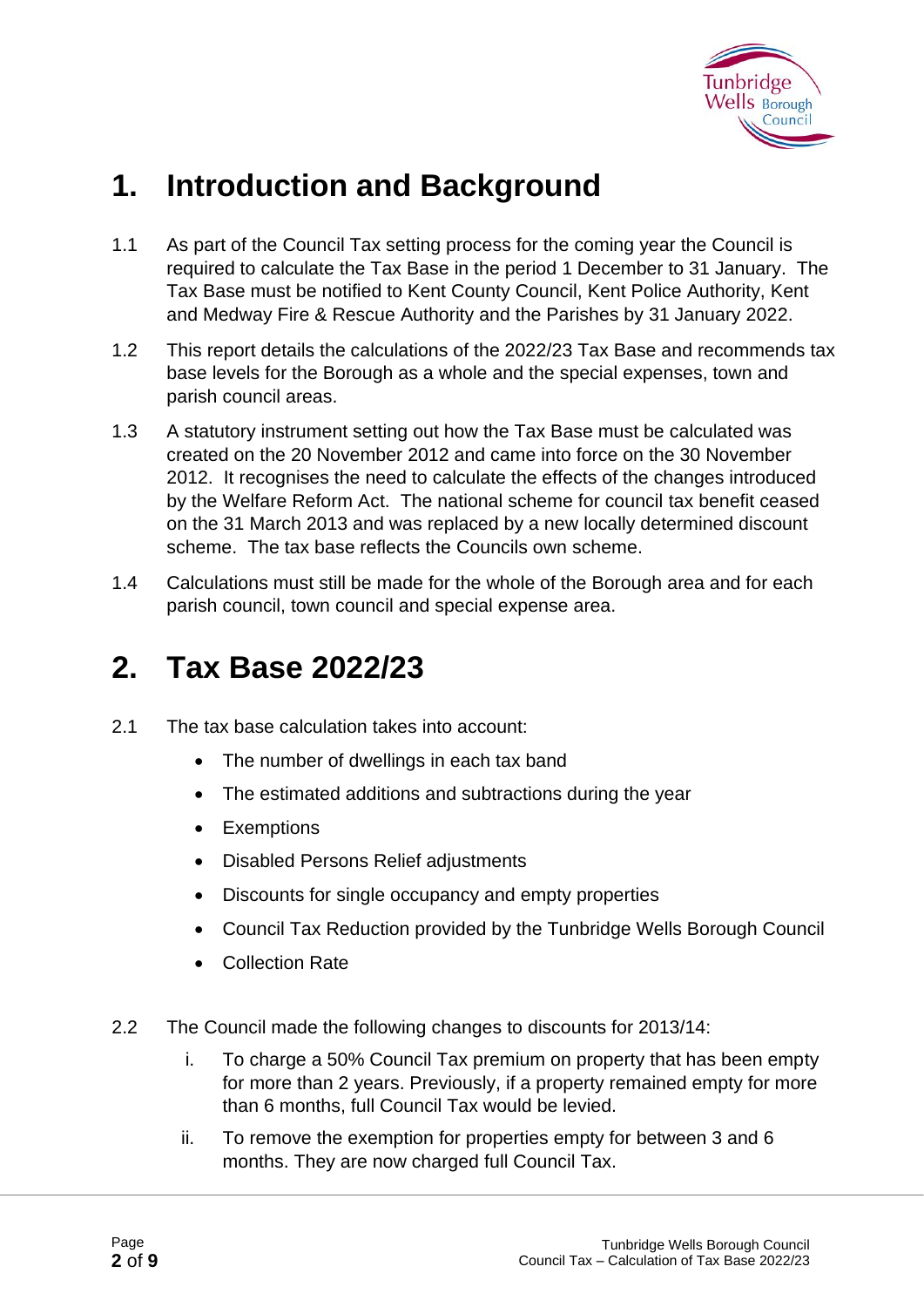# 1. Introduction and Background

1.1 As part of the Council Tax setting process for the coming year the Council is required to calculate the Tax Base in the period 1 December to 31 January. The Tax Base must be notified to Kent County Council, Kent Police Authority, Kent and Medway Fire & Rescue Authority and the Parishes by 31 January 2022.

1.2 This report details the calculations of the 2022/23 Tax Base and recommends tax base levels for the Borough as a whole and the special expenses, town and parish council areas.

1.3 A statutory instrument setting out how the Tax Base must be calculated was created on the 20 November 2012 and came into force on the 30 November 2012. It recognises the need to calculate the effects of the changes introduced by the Welfare Reform Act. The national scheme for council tax benefit ceased on the 31 March 2013 and was replaced by a new locally determined discount scheme. The tax base reflects the Councils own scheme.

1.4 Calculations must still be made for the whole of the Borough area and for each parish council, town council and special expense area.

# 2. Tax Base 2022/23

2.1 The tax base calculation takes into account:

- The number of dwellings in each tax band
- The estimated additions and subtractions during the year
- Exemptions
- Disabled Persons Relief adjustments
- Discounts for single occupancy and empty properties
- Council Tax Reduction provided by the Tunbridge Wells Borough Council
- Collection Rate

2.2 The Council made the following changes to discounts for 2013/14:

i. To charge a 50% Council Tax premium on property that has been empty for more than 2 years. Previously, if a property remained empty for more than 6 months, full Council Tax would be levied.

ii. To remove the exemption for properties empty for between 3 and 6 months. They are now charged full Council Tax.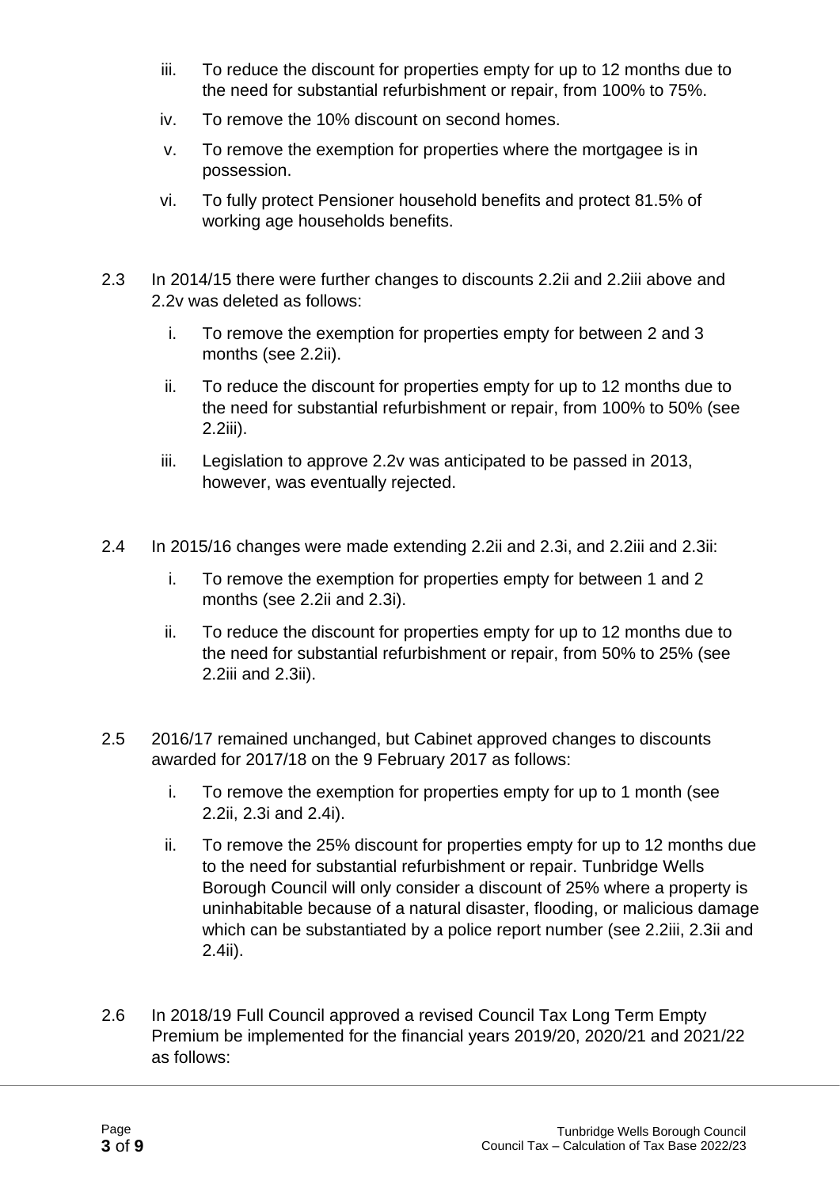iii. To reduce the discount for properties empty for up to 12 months due to the need for substantial refurbishment or repair, from 100% to 75%.

iv. To remove the 10% discount on second homes.

v. To remove the exemption for properties where the mortgagee is in possession.

vi. To fully protect Pensioner household benefits and protect 81.5% of working age households benefits.

2.3 In 2014/15 there were further changes to discounts 2.2ii and 2.2iii above and 2.2v was deleted as follows:

i. To remove the exemption for properties empty for between 2 and 3 months (see 2.2ii).

ii. To reduce the discount for properties empty for up to 12 months due to the need for substantial refurbishment or repair, from 100% to 50% (see 2.2iii).

iii. Legislation to approve 2.2v was anticipated to be passed in 2013, however, was eventually rejected.

2.4 In 2015/16 changes were made extending 2.2ii and 2.3i, and 2.2iii and 2.3ii:

i. To remove the exemption for properties empty for between 1 and 2 months (see 2.2ii and 2.3i).

ii. To reduce the discount for properties empty for up to 12 months due to the need for substantial refurbishment or repair, from 50% to 25% (see 2.2iii and 2.3ii).

2.5 2016/17 remained unchanged, but Cabinet approved changes to discounts awarded for 2017/18 on the 9 February 2017 as follows:

i. To remove the exemption for properties empty for up to 1 month (see 2.2ii, 2.3i and 2.4i).

ii. To remove the 25% discount for properties empty for up to 12 months due to the need for substantial refurbishment or repair. Tunbridge Wells Borough Council will only consider a discount of 25% where a property is uninhabitable because of a natural disaster, flooding, or malicious damage which can be substantiated by a police report number (see 2.2iii, 2.3ii and 2.4ii).

2.6 In 2018/19 Full Council approved a revised Council Tax Long Term Empty Premium be implemented for the financial years 2019/20, 2020/21 and 2021/22 as follows: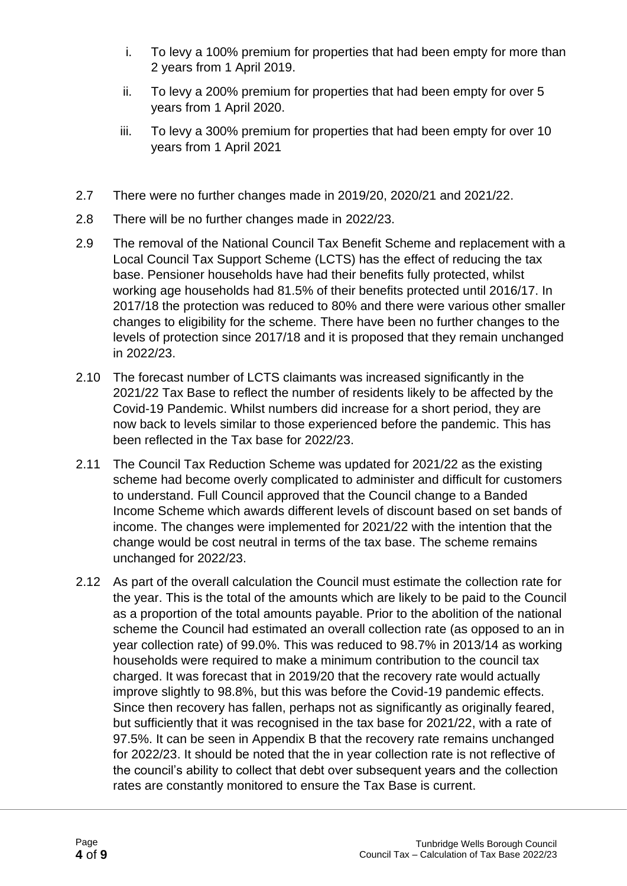i. To levy a 100% premium for properties that had been empty for more than 2 years from 1 April 2019.

ii. To levy a 200% premium for properties that had been empty for over 5 years from 1 April 2020.

iii. To levy a 300% premium for properties that had been empty for over 10 years from 1 April 2021

2.7 There were no further changes made in 2019/20, 2020/21 and 2021/22.

2.8 There will be no further changes made in 2022/23.

2.9 The removal of the National Council Tax Benefit Scheme and replacement with a Local Council Tax Support Scheme (LCTS) has the effect of reducing the tax base. Pensioner households have had their benefits fully protected, whilst working age households had 81.5% of their benefits protected until 2016/17. In 2017/18 the protection was reduced to 80% and there were various other smaller changes to eligibility for the scheme. There have been no further changes to the levels of protection since 2017/18 and it is proposed that they remain unchanged in 2022/23.

2.10 The forecast number of LCTS claimants was increased significantly in the 2021/22 Tax Base to reflect the number of residents likely to be affected by the Covid-19 Pandemic. Whilst numbers did increase for a short period, they are now back to levels similar to those experienced before the pandemic. This has been reflected in the Tax base for 2022/23.

2.11 The Council Tax Reduction Scheme was updated for 2021/22 as the existing scheme had become overly complicated to administer and difficult for customers to understand. Full Council approved that the Council change to a Banded Income Scheme which awards different levels of discount based on set bands of income. The changes were implemented for 2021/22 with the intention that the change would be cost neutral in terms of the tax base. The scheme remains unchanged for 2022/23.

2.12 As part of the overall calculation the Council must estimate the collection rate for the year. This is the total of the amounts which are likely to be paid to the Council as a proportion of the total amounts payable. Prior to the abolition of the national scheme the Council had estimated an overall collection rate (as opposed to an in year collection rate) of 99.0%. This was reduced to 98.7% in 2013/14 as working households were required to make a minimum contribution to the council tax charged. It was forecast that in 2019/20 that the recovery rate would actually improve slightly to 98.8%, but this was before the Covid-19 pandemic effects. Since then recovery has fallen, perhaps not as significantly as originally feared, but sufficiently that it was recognised in the tax base for 2021/22, with a rate of 97.5%. It can be seen in Appendix B that the recovery rate remains unchanged for 2022/23. It should be noted that the in year collection rate is not reflective of the council's ability to collect that debt over subsequent years and the collection rates are constantly monitored to ensure the Tax Base is current.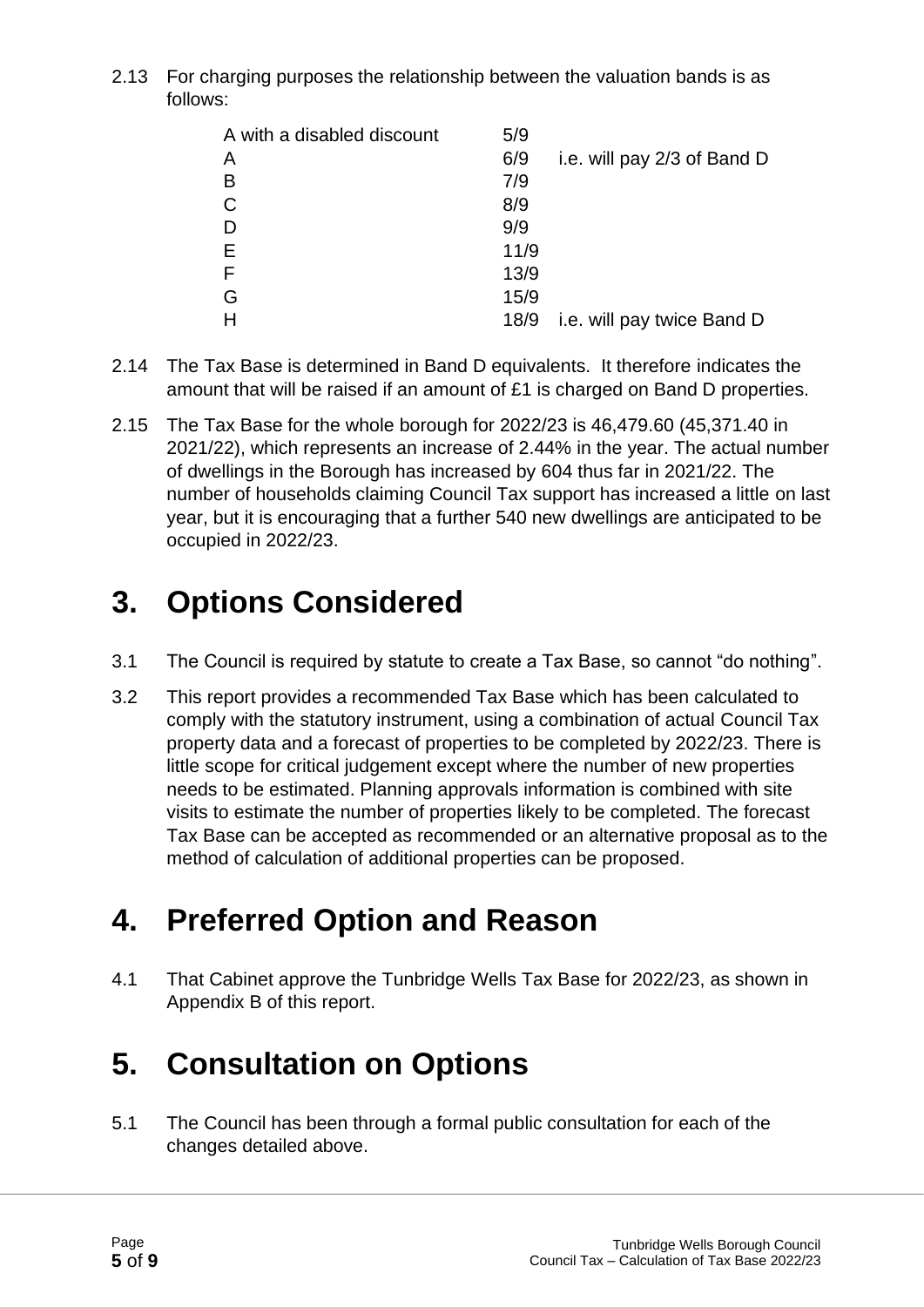2.13 For charging purposes the relationship between the valuation bands is as follows:

| | | |
|---|---|---|
| A with a disabled discount | 5/9 | |
| A | 6/9 | i.e. will pay 2/3 of Band D |
| B | 7/9 | |
| C | 8/9 | |
| D | 9/9 | |
| E | 11/9 | |
| F | 13/9 | |
| G | 15/9 | |
| H | 18/9 | i.e. will pay twice Band D |

2.14 The Tax Base is determined in Band D equivalents. It therefore indicates the amount that will be raised if an amount of £1 is charged on Band D properties.

2.15 The Tax Base for the whole borough for 2022/23 is 46,479.60 (45,371.40 in 2021/22), which represents an increase of 2.44% in the year. The actual number of dwellings in the Borough has increased by 604 thus far in 2021/22. The number of households claiming Council Tax support has increased a little on last year, but it is encouraging that a further 540 new dwellings are anticipated to be occupied in 2022/23.

# 3. Options Considered

3.1 The Council is required by statute to create a Tax Base, so cannot "do nothing".

3.2 This report provides a recommended Tax Base which has been calculated to comply with the statutory instrument, using a combination of actual Council Tax property data and a forecast of properties to be completed by 2022/23. There is little scope for critical judgement except where the number of new properties needs to be estimated. Planning approvals information is combined with site visits to estimate the number of properties likely to be completed. The forecast Tax Base can be accepted as recommended or an alternative proposal as to the method of calculation of additional properties can be proposed.

# 4. Preferred Option and Reason

4.1 That Cabinet approve the Tunbridge Wells Tax Base for 2022/23, as shown in Appendix B of this report.

# 5. Consultation on Options

5.1 The Council has been through a formal public consultation for each of the changes detailed above.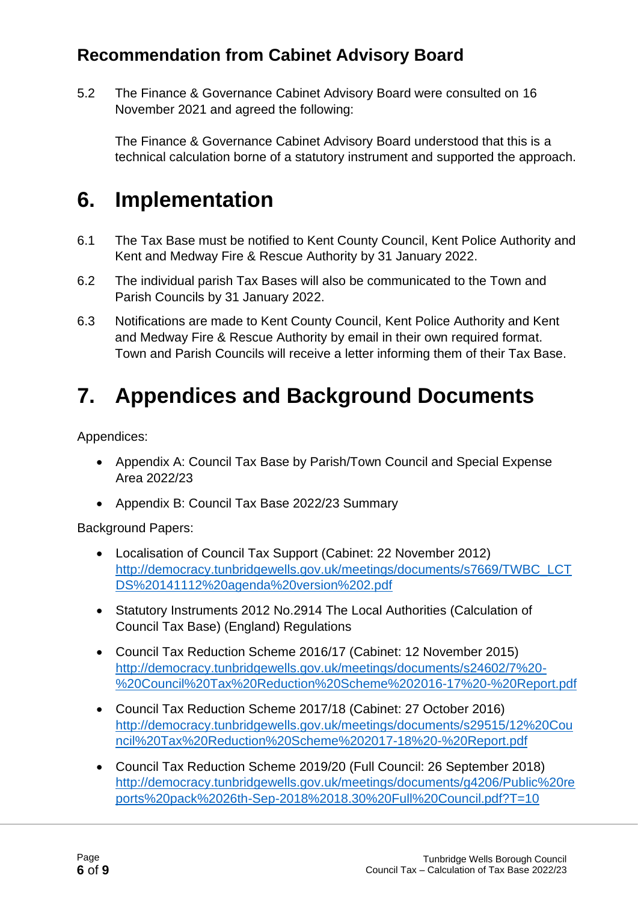## Recommendation from Cabinet Advisory Board

5.2 The Finance & Governance Cabinet Advisory Board were consulted on 16 November 2021 and agreed the following:

The Finance & Governance Cabinet Advisory Board understood that this is a technical calculation borne of a statutory instrument and supported the approach.

# 6. Implementation

6.1 The Tax Base must be notified to Kent County Council, Kent Police Authority and Kent and Medway Fire & Rescue Authority by 31 January 2022.

6.2 The individual parish Tax Bases will also be communicated to the Town and Parish Councils by 31 January 2022.

6.3 Notifications are made to Kent County Council, Kent Police Authority and Kent and Medway Fire & Rescue Authority by email in their own required format. Town and Parish Councils will receive a letter informing them of their Tax Base.

# 7. Appendices and Background Documents

Appendices:

- Appendix A: Council Tax Base by Parish/Town Council and Special Expense Area 2022/23
- Appendix B: Council Tax Base 2022/23 Summary

Background Papers:

- Localisation of Council Tax Support (Cabinet: 22 November 2012) http://democracy.tunbridgewells.gov.uk/meetings/documents/s7669/TWBC_LCTDS%20141112%20agenda%20version%202.pdf
- Statutory Instruments 2012 No.2914 The Local Authorities (Calculation of Council Tax Base) (England) Regulations
- Council Tax Reduction Scheme 2016/17 (Cabinet: 12 November 2015) http://democracy.tunbridgewells.gov.uk/meetings/documents/s24602/7%20-%20Council%20Tax%20Reduction%20Scheme%202016-17%20-%20Report.pdf
- Council Tax Reduction Scheme 2017/18 (Cabinet: 27 October 2016) http://democracy.tunbridgewells.gov.uk/meetings/documents/s29515/12%20Council%20Tax%20Reduction%20Scheme%202017-18%20-%20Report.pdf
- Council Tax Reduction Scheme 2019/20 (Full Council: 26 September 2018) http://democracy.tunbridgewells.gov.uk/meetings/documents/g4206/Public%20reports%20pack%2026th-Sep-2018%2018.30%20Full%20Council.pdf?T=10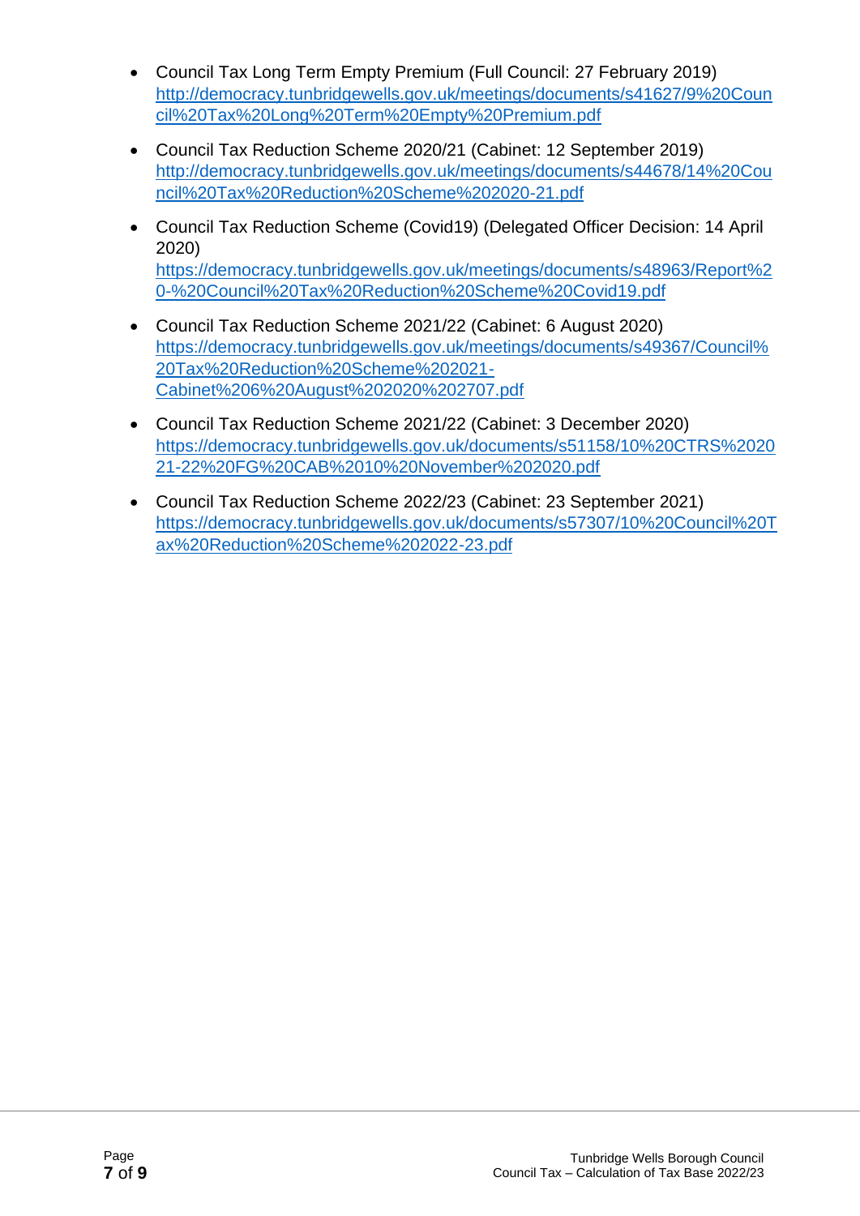- Council Tax Long Term Empty Premium (Full Council: 27 February 2019) http://democracy.tunbridgewells.gov.uk/meetings/documents/s41627/9%20Council%20Tax%20Long%20Term%20Empty%20Premium.pdf
- Council Tax Reduction Scheme 2020/21 (Cabinet: 12 September 2019) http://democracy.tunbridgewells.gov.uk/meetings/documents/s44678/14%20Council%20Tax%20Reduction%20Scheme%202020-21.pdf
- Council Tax Reduction Scheme (Covid19) (Delegated Officer Decision: 14 April 2020) https://democracy.tunbridgewells.gov.uk/meetings/documents/s48963/Report%20-%20Council%20Tax%20Reduction%20Scheme%20Covid19.pdf
- Council Tax Reduction Scheme 2021/22 (Cabinet: 6 August 2020) https://democracy.tunbridgewells.gov.uk/meetings/documents/s49367/Council%20Tax%20Reduction%20Scheme%202021-Cabinet%206%20August%202020%202707.pdf
- Council Tax Reduction Scheme 2021/22 (Cabinet: 3 December 2020) https://democracy.tunbridgewells.gov.uk/documents/s51158/10%20CTRS%202021-22%20FG%20CAB%2010%20November%202020.pdf
- Council Tax Reduction Scheme 2022/23 (Cabinet: 23 September 2021) https://democracy.tunbridgewells.gov.uk/documents/s57307/10%20Council%20Tax%20Reduction%20Scheme%202022-23.pdf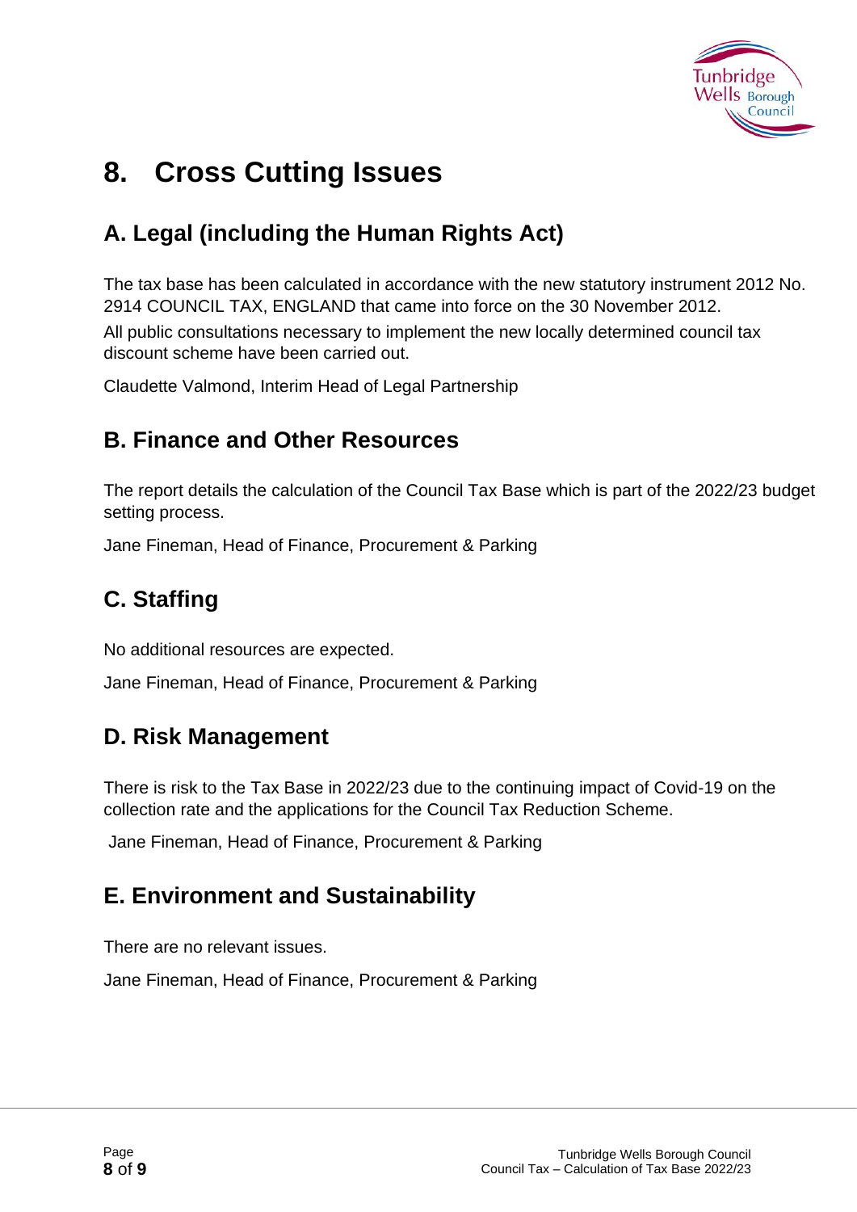# 8. Cross Cutting Issues

## A. Legal (including the Human Rights Act)

The tax base has been calculated in accordance with the new statutory instrument 2012 No. 2914 COUNCIL TAX, ENGLAND that came into force on the 30 November 2012.

All public consultations necessary to implement the new locally determined council tax discount scheme have been carried out.

Claudette Valmond, Interim Head of Legal Partnership

## B. Finance and Other Resources

The report details the calculation of the Council Tax Base which is part of the 2022/23 budget setting process.

Jane Fineman, Head of Finance, Procurement & Parking

## C. Staffing

No additional resources are expected.

Jane Fineman, Head of Finance, Procurement & Parking

## D. Risk Management

There is risk to the Tax Base in 2022/23 due to the continuing impact of Covid-19 on the collection rate and the applications for the Council Tax Reduction Scheme.

Jane Fineman, Head of Finance, Procurement & Parking

## E. Environment and Sustainability

There are no relevant issues.

Jane Fineman, Head of Finance, Procurement & Parking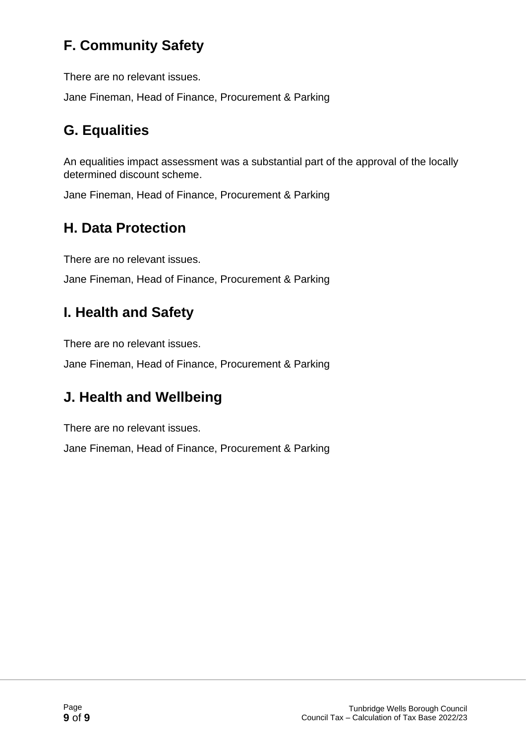## F. Community Safety

There are no relevant issues.

Jane Fineman, Head of Finance, Procurement & Parking

## G. Equalities

An equalities impact assessment was a substantial part of the approval of the locally determined discount scheme.

Jane Fineman, Head of Finance, Procurement & Parking

## H. Data Protection

There are no relevant issues.

Jane Fineman, Head of Finance, Procurement & Parking

## I. Health and Safety

There are no relevant issues.

Jane Fineman, Head of Finance, Procurement & Parking

## J. Health and Wellbeing

There are no relevant issues.

Jane Fineman, Head of Finance, Procurement & Parking